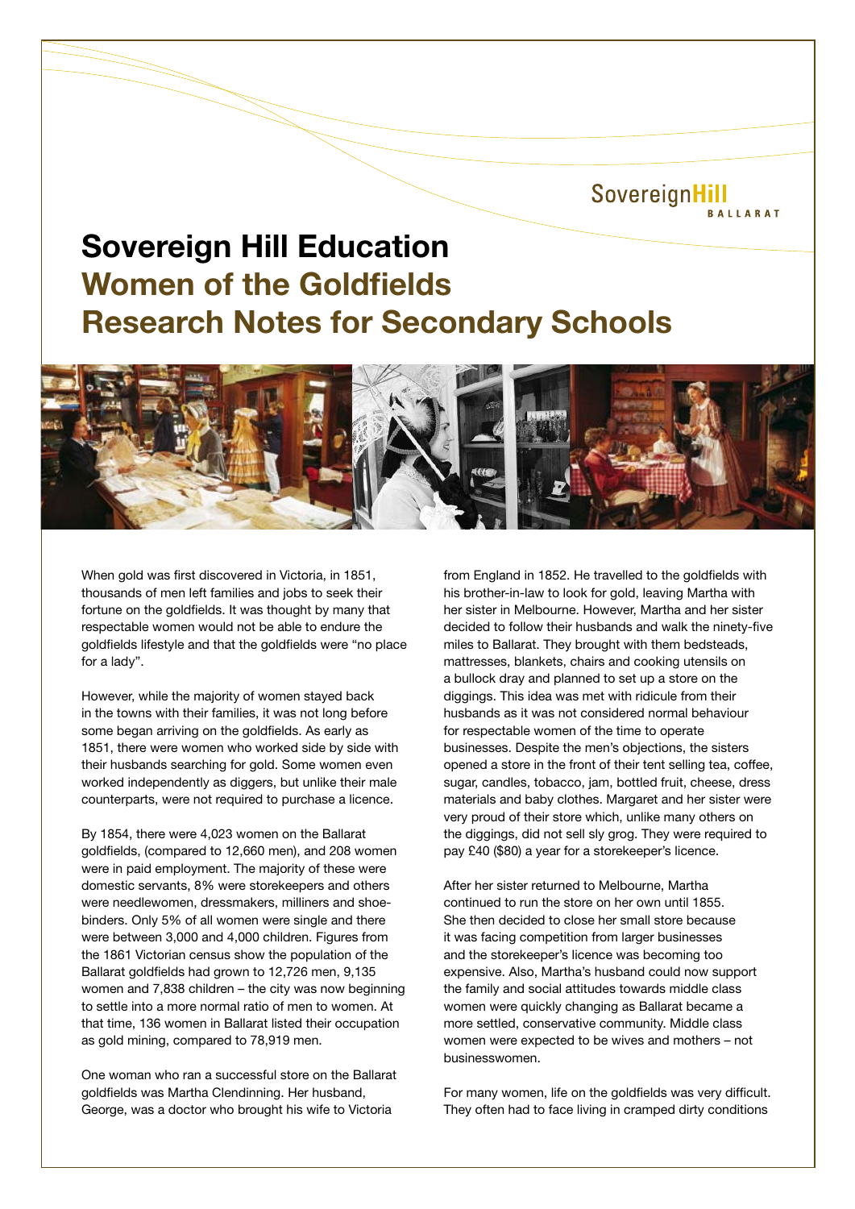# Sovereign Hill Education

## Women of the Goldfields

## Research Notes for Secondary Schools

When gold was first discovered in Victoria, in 1851, thousands of men left families and jobs to seek their fortune on the goldfields. It was thought by many that respectable women would not be able to endure the goldfields lifestyle and that the goldfields were "no place for a lady".

However, while the majority of women stayed back in the towns with their families, it was not long before some began arriving on the goldfields. As early as 1851, there were women who worked side by side with their husbands searching for gold. Some women even worked independently as diggers, but unlike their male counterparts, were not required to purchase a licence.

By 1854, there were 4,023 women on the Ballarat goldfields, (compared to 12,660 men), and 208 women were in paid employment. The majority of these were domestic servants, 8% were storekeepers and others were needlewomen, dressmakers, milliners and shoe-binders. Only 5% of all women were single and there were between 3,000 and 4,000 children. Figures from the 1861 Victorian census show the population of the Ballarat goldfields had grown to 12,726 men, 9,135 women and 7,838 children – the city was now beginning to settle into a more normal ratio of men to women. At that time, 136 women in Ballarat listed their occupation as gold mining, compared to 78,919 men.

One woman who ran a successful store on the Ballarat goldfields was Martha Clendinning. Her husband, George, was a doctor who brought his wife to Victoria from England in 1852. He travelled to the goldfields with his brother-in-law to look for gold, leaving Martha with her sister in Melbourne. However, Martha and her sister decided to follow their husbands and walk the ninety-five miles to Ballarat. They brought with them bedsteads, mattresses, blankets, chairs and cooking utensils on a bullock dray and planned to set up a store on the diggings. This idea was met with ridicule from their husbands as it was not considered normal behaviour for respectable women of the time to operate businesses. Despite the men's objections, the sisters opened a store in the front of their tent selling tea, coffee, sugar, candles, tobacco, jam, bottled fruit, cheese, dress materials and baby clothes. Margaret and her sister were very proud of their store which, unlike many others on the diggings, did not sell sly grog. They were required to pay £40 ($80) a year for a storekeeper's licence.

After her sister returned to Melbourne, Martha continued to run the store on her own until 1855. She then decided to close her small store because it was facing competition from larger businesses and the storekeeper's licence was becoming too expensive. Also, Martha's husband could now support the family and social attitudes towards middle class women were quickly changing as Ballarat became a more settled, conservative community. Middle class women were expected to be wives and mothers – not businesswomen.

For many women, life on the goldfields was very difficult. They often had to face living in cramped dirty conditions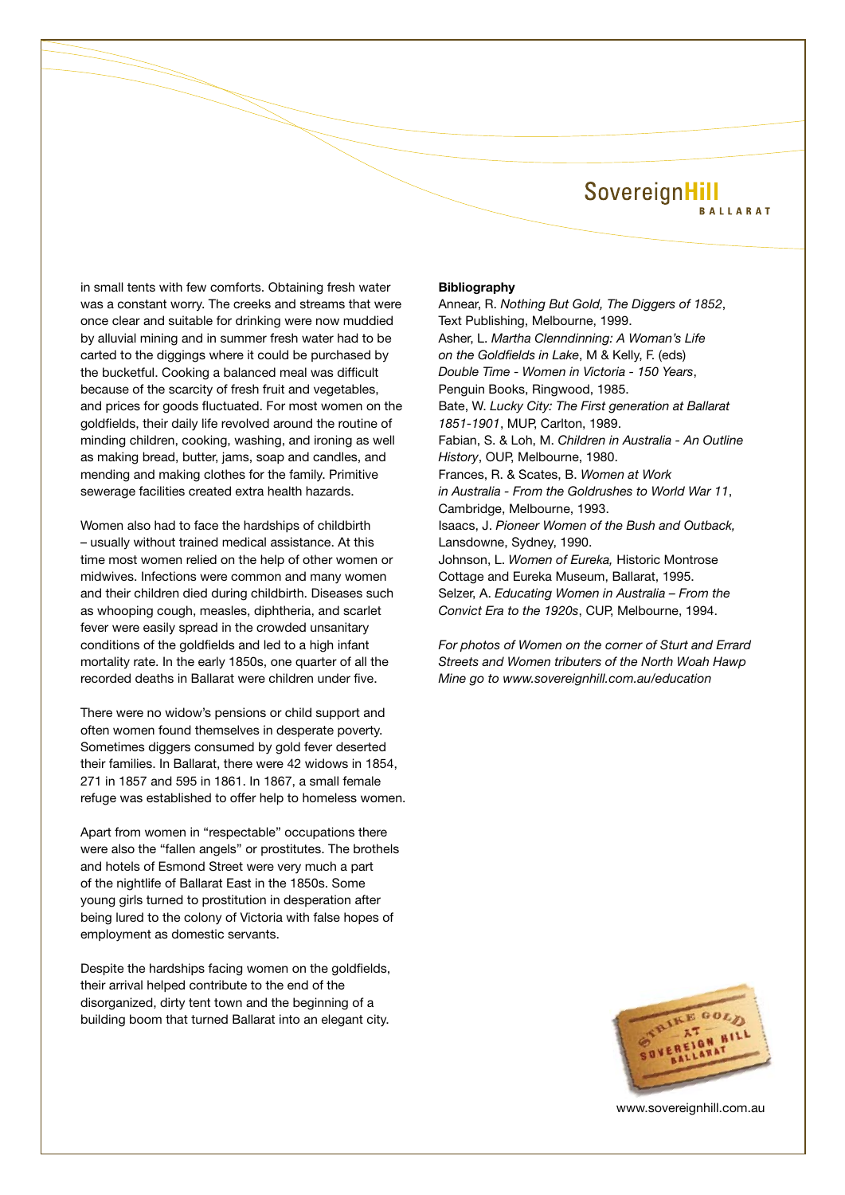in small tents with few comforts. Obtaining fresh water was a constant worry. The creeks and streams that were once clear and suitable for drinking were now muddied by alluvial mining and in summer fresh water had to be carted to the diggings where it could be purchased by the bucketful. Cooking a balanced meal was difficult because of the scarcity of fresh fruit and vegetables, and prices for goods fluctuated. For most women on the goldfields, their daily life revolved around the routine of minding children, cooking, washing, and ironing as well as making bread, butter, jams, soap and candles, and mending and making clothes for the family. Primitive sewerage facilities created extra health hazards.

Women also had to face the hardships of childbirth – usually without trained medical assistance. At this time most women relied on the help of other women or midwives. Infections were common and many women and their children died during childbirth. Diseases such as whooping cough, measles, diphtheria, and scarlet fever were easily spread in the crowded unsanitary conditions of the goldfields and led to a high infant mortality rate. In the early 1850s, one quarter of all the recorded deaths in Ballarat were children under five.

There were no widow's pensions or child support and often women found themselves in desperate poverty. Sometimes diggers consumed by gold fever deserted their families. In Ballarat, there were 42 widows in 1854, 271 in 1857 and 595 in 1861. In 1867, a small female refuge was established to offer help to homeless women.

Apart from women in "respectable" occupations there were also the "fallen angels" or prostitutes. The brothels and hotels of Esmond Street were very much a part of the nightlife of Ballarat East in the 1850s. Some young girls turned to prostitution in desperation after being lured to the colony of Victoria with false hopes of employment as domestic servants.

Despite the hardships facing women on the goldfields, their arrival helped contribute to the end of the disorganized, dirty tent town and the beginning of a building boom that turned Ballarat into an elegant city.

**Bibliography**

Annear, R. *Nothing But Gold, The Diggers of 1852*, Text Publishing, Melbourne, 1999.

Asher, L. *Martha Clenndinning: A Woman's Life on the Goldfields in Lake*, M & Kelly, F. (eds) *Double Time - Women in Victoria - 150 Years*, Penguin Books, Ringwood, 1985.

Bate, W. *Lucky City: The First generation at Ballarat 1851-1901*, MUP, Carlton, 1989.

Fabian, S. & Loh, M. *Children in Australia - An Outline History*, OUP, Melbourne, 1980.

Frances, R. & Scates, B. *Women at Work in Australia - From the Goldrushes to World War 11*, Cambridge, Melbourne, 1993.

Isaacs, J. *Pioneer Women of the Bush and Outback,* Lansdowne, Sydney, 1990.

Johnson, L. *Women of Eureka,* Historic Montrose Cottage and Eureka Museum, Ballarat, 1995.

Selzer, A. *Educating Women in Australia – From the Convict Era to the 1920s*, CUP, Melbourne, 1994.

*For photos of Women on the corner of Sturt and Errard Streets and Women tributers of the North Woah Hawp Mine go to www.sovereignhill.com.au/education*

www.sovereignhill.com.au